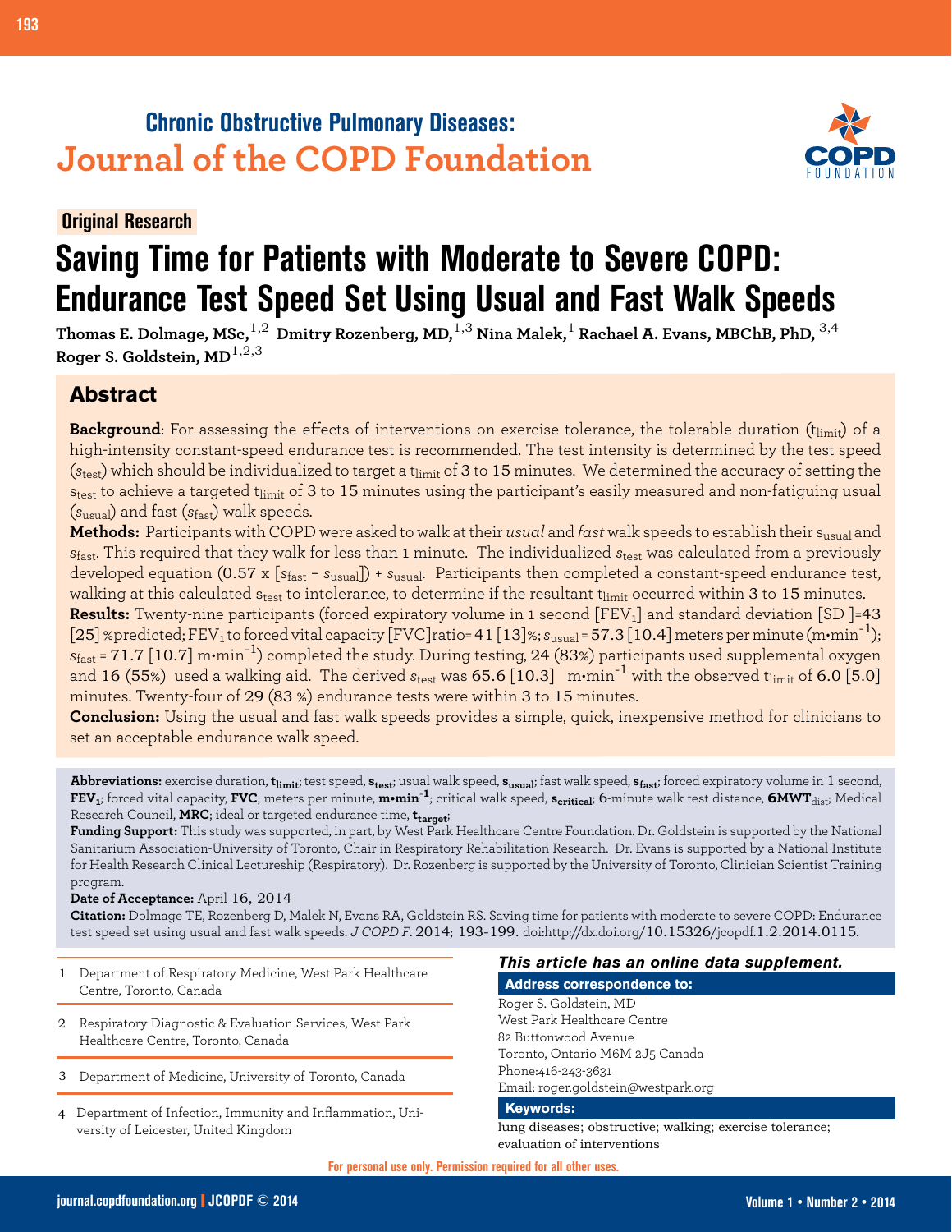# Chronic Obstructive Pulmonary Diseases: Journal of the COPD Foundation

**Original Research**

# Saving Time for Patients with Moderate to Severe COPD: Endurance Test Speed Set Using Usual and Fast Walk Speeds

**Thomas E. Dolmage, MSc,[1,2] Dmitry Rozenberg, MD,[1,3] Nina Malek,[1] Rachael A. Evans, MBChB, PhD,[3,4] Roger S. Goldstein, MD[1,2,3]**

## Abstract

**Background**: For assessing the effects of interventions on exercise tolerance, the tolerable duration ($t_{limit}$) of a high-intensity constant-speed endurance test is recommended. The test intensity is determined by the test speed ($s_{test}$) which should be individualized to target a $t_{limit}$ of 3 to 15 minutes. We determined the accuracy of setting the $s_{test}$ to achieve a targeted $t_{limit}$ of 3 to 15 minutes using the participant's easily measured and non-fatiguing usual ($s_{usual}$) and fast ($s_{fast}$) walk speeds.

**Methods:** Participants with COPD were asked to walk at their *usual* and *fast* walk speeds to establish their $s_{usual}$ and $s_{fast}$. This required that they walk for less than 1 minute. The individualized $s_{test}$ was calculated from a previously developed equation ($0.57 \times [s_{fast} - s_{usual}]) + s_{usual}$. Participants then completed a constant-speed endurance test, walking at this calculated $s_{test}$ to intolerance, to determine if the resultant $t_{limit}$ occurred within 3 to 15 minutes.

**Results:** Twenty-nine participants (forced expiratory volume in 1 second [$FEV_1$] and standard deviation [SD ]=43 [25] %predicted; $FEV_1$ to forced vital capacity [FVC]ratio= 41 [13]%; $s_{usual}$ = 57.3 [10.4] meters per minute ($m{\cdot}min^{-1}$); $s_{fast}$ = 71.7 [10.7] $m{\cdot}min^{-1}$) completed the study. During testing, 24 (83%) participants used supplemental oxygen and 16 (55%) used a walking aid. The derived $s_{test}$ was 65.6 [10.3] $m{\cdot}min^{-1}$ with the observed $t_{limit}$ of 6.0 [5.0] minutes. Twenty-four of 29 (83 %) endurance tests were within 3 to 15 minutes.

**Conclusion:** Using the usual and fast walk speeds provides a simple, quick, inexpensive method for clinicians to set an acceptable endurance walk speed.

**Abbreviations:** exercise duration, $\mathbf{t_{limit}}$; test speed, $\mathbf{s_{test}}$; usual walk speed, $\mathbf{s_{usual}}$; fast walk speed, $\mathbf{s_{fast}}$; forced expiratory volume in 1 second, $\mathbf{FEV_1}$; forced vital capacity, **FVC**; meters per minute, $\mathbf{m{\cdot}min^{-1}}$; critical walk speed, $\mathbf{s_{critical}}$; 6-minute walk test distance, $\mathbf{6MWT_{dist}}$; Medical Research Council, **MRC**; ideal or targeted endurance time, $\mathbf{t_{target}}$;

**Funding Support:** This study was supported, in part, by West Park Healthcare Centre Foundation. Dr. Goldstein is supported by the National Sanitarium Association-University of Toronto, Chair in Respiratory Rehabilitation Research. Dr. Evans is supported by a National Institute for Health Research Clinical Lectureship (Respiratory). Dr. Rozenberg is supported by the University of Toronto, Clinician Scientist Training program.

**Date of Acceptance:** April 16, 2014

**Citation:** Dolmage TE, Rozenberg D, Malek N, Evans RA, Goldstein RS. Saving time for patients with moderate to severe COPD: Endurance test speed set using usual and fast walk speeds. *J COPD F*. 2014; 193-199. doi:http://dx.doi.org/10.15326/jcopdf.1.2.2014.0115.

1 Department of Respiratory Medicine, West Park Healthcare Centre, Toronto, Canada

2 Respiratory Diagnostic & Evaluation Services, West Park Healthcare Centre, Toronto, Canada

3 Department of Medicine, University of Toronto, Canada

4 Department of Infection, Immunity and Inflammation, University of Leicester, United Kingdom

***This article has an online data supplement.***

**Address correspondence to:**

Roger S. Goldstein, MD
West Park Healthcare Centre
82 Buttonwood Avenue
Toronto, Ontario M6M 2J5 Canada
Phone:416-243-3631
Email: roger.goldstein@westpark.org

**Keywords:**

lung diseases; obstructive; walking; exercise tolerance; evaluation of interventions

For personal use only. Permission required for all other uses.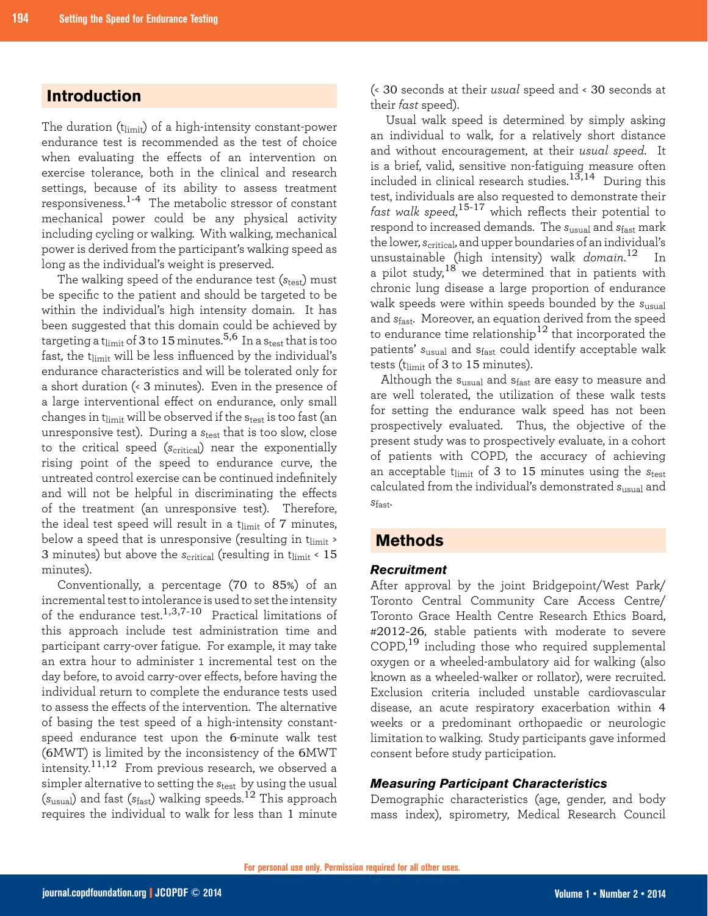## Introduction

The duration ($t_{limit}$) of a high-intensity constant-power endurance test is recommended as the test of choice when evaluating the effects of an intervention on exercise tolerance, both in the clinical and research settings, because of its ability to assess treatment responsiveness.[1-4] The metabolic stressor of constant mechanical power could be any physical activity including cycling or walking. With walking, mechanical power is derived from the participant's walking speed as long as the individual's weight is preserved.

The walking speed of the endurance test ($s_{test}$) must be specific to the patient and should be targeted to be within the individual's high intensity domain. It has been suggested that this domain could be achieved by targeting a $t_{limit}$ of 3 to 15 minutes.[5,6] In a $s_{test}$ that is too fast, the $t_{limit}$ will be less influenced by the individual's endurance characteristics and will be tolerated only for a short duration (< 3 minutes). Even in the presence of a large interventional effect on endurance, only small changes in $t_{limit}$ will be observed if the $s_{test}$ is too fast (an unresponsive test). During a $s_{test}$ that is too slow, close to the critical speed ($s_{critical}$) near the exponentially rising point of the speed to endurance curve, the untreated control exercise can be continued indefinitely and will not be helpful in discriminating the effects of the treatment (an unresponsive test). Therefore, the ideal test speed will result in a $t_{limit}$ of 7 minutes, below a speed that is unresponsive (resulting in $t_{limit}$ > 3 minutes) but above the $s_{critical}$ (resulting in $t_{limit}$ < 15 minutes).

Conventionally, a percentage (70 to 85%) of an incremental test to intolerance is used to set the intensity of the endurance test.[1,3,7-10] Practical limitations of this approach include test administration time and participant carry-over fatigue. For example, it may take an extra hour to administer 1 incremental test on the day before, to avoid carry-over effects, before having the individual return to complete the endurance tests used to assess the effects of the intervention. The alternative of basing the test speed of a high-intensity constant-speed endurance test upon the 6-minute walk test (6MWT) is limited by the inconsistency of the 6MWT intensity.[11,12] From previous research, we observed a simpler alternative to setting the $s_{test}$ by using the usual ($s_{usual}$) and fast ($s_{fast}$) walking speeds.[12] This approach requires the individual to walk for less than 1 minute (< 30 seconds at their *usual* speed and < 30 seconds at their *fast* speed).

Usual walk speed is determined by simply asking an individual to walk, for a relatively short distance and without encouragement, at their *usual speed*. It is a brief, valid, sensitive non-fatiguing measure often included in clinical research studies.[13,14] During this test, individuals are also requested to demonstrate their *fast walk speed*,[15-17] which reflects their potential to respond to increased demands. The $s_{usual}$ and $s_{fast}$ mark the lower, $s_{critical}$, and upper boundaries of an individual's unsustainable (high intensity) walk *domain*.[12] In a pilot study,[18] we determined that in patients with chronic lung disease a large proportion of endurance walk speeds were within speeds bounded by the $s_{usual}$ and $s_{fast}$. Moreover, an equation derived from the speed to endurance time relationship[12] that incorporated the patients' $s_{usual}$ and $s_{fast}$ could identify acceptable walk tests ($t_{limit}$ of 3 to 15 minutes).

Although the $s_{usual}$ and $s_{fast}$ are easy to measure and are well tolerated, the utilization of these walk tests for setting the endurance walk speed has not been prospectively evaluated. Thus, the objective of the present study was to prospectively evaluate, in a cohort of patients with COPD, the accuracy of achieving an acceptable $t_{limit}$ of 3 to 15 minutes using the $s_{test}$ calculated from the individual's demonstrated $s_{usual}$ and $s_{fast}$.

## Methods

### Recruitment

After approval by the joint Bridgepoint/West Park/Toronto Central Community Care Access Centre/Toronto Grace Health Centre Research Ethics Board, #2012-26, stable patients with moderate to severe COPD,[19] including those who required supplemental oxygen or a wheeled-ambulatory aid for walking (also known as a wheeled-walker or rollator), were recruited. Exclusion criteria included unstable cardiovascular disease, an acute respiratory exacerbation within 4 weeks or a predominant orthopaedic or neurologic limitation to walking. Study participants gave informed consent before study participation.

### Measuring Participant Characteristics

Demographic characteristics (age, gender, and body mass index), spirometry, Medical Research Council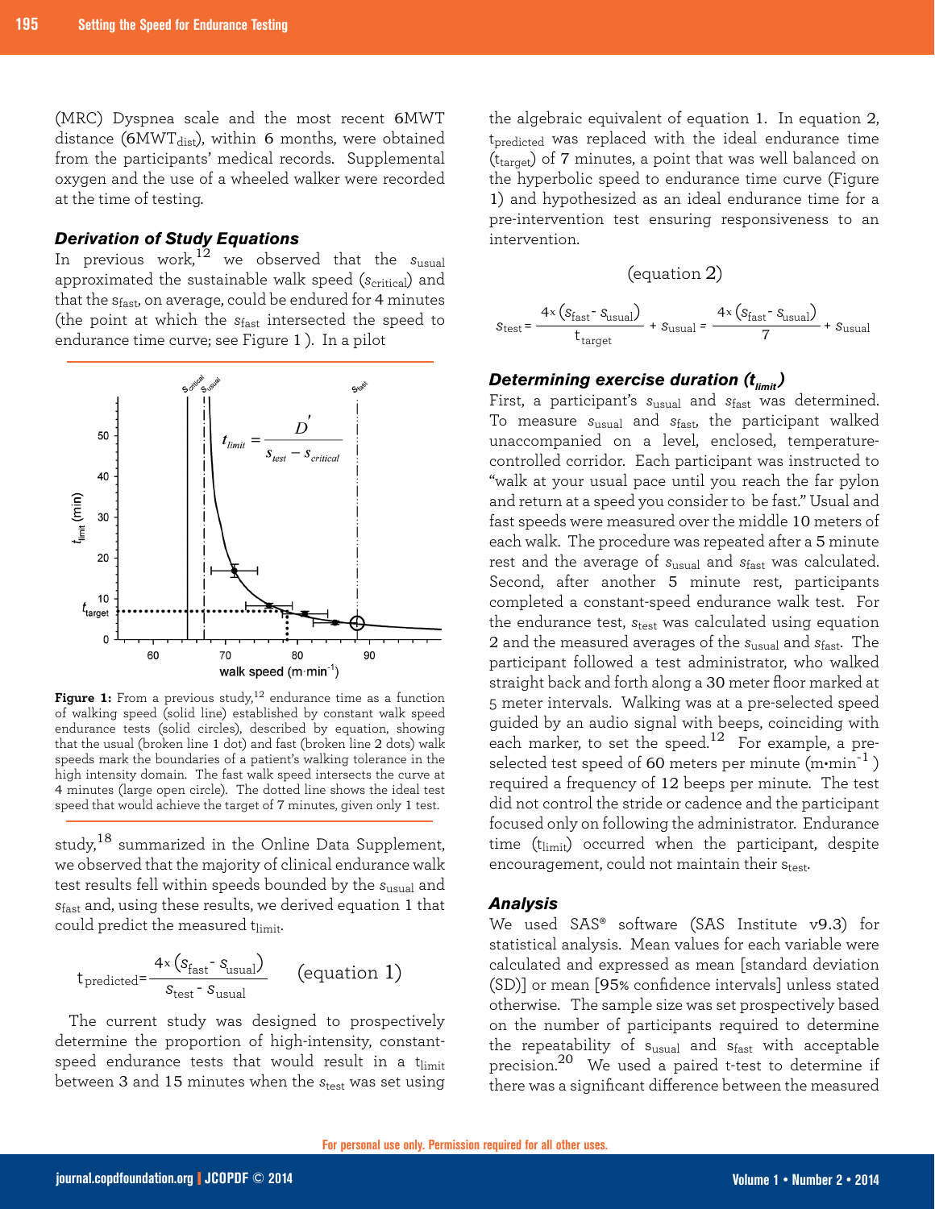(MRC) Dyspnea scale and the most recent 6MWT distance ($6MWT_{dist}$), within 6 months, were obtained from the participants' medical records. Supplemental oxygen and the use of a wheeled walker were recorded at the time of testing.

### *Derivation of Study Equations*

In previous work,[12] we observed that the $s_{usual}$ approximated the sustainable walk speed ($s_{critical}$) and that the $s_{fast}$, on average, could be endured for 4 minutes (the point at which the $s_{fast}$ intersected the speed to endurance time curve; see Figure 1 ). In a pilot study,[18] summarized in the Online Data Supplement, we observed that the majority of clinical endurance walk test results fell within speeds bounded by the $s_{usual}$ and $s_{fast}$ and, using these results, we derived equation 1 that could predict the measured $t_{limit}$.

**Figure 1:** From a previous study,[12] endurance time as a function of walking speed (solid line) established by constant walk speed endurance tests (solid circles), described by equation, showing that the usual (broken line 1 dot) and fast (broken line 2 dots) walk speeds mark the boundaries of a patient's walking tolerance in the high intensity domain. The fast walk speed intersects the curve at 4 minutes (large open circle). The dotted line shows the ideal test speed that would achieve the target of 7 minutes, given only 1 test.

$$t_{predicted} = \frac{4 \times (s_{fast} - s_{usual})}{s_{test} - s_{usual}} \quad \text{(equation 1)}$$

The current study was designed to prospectively determine the proportion of high-intensity, constant-speed endurance tests that would result in a $t_{limit}$ between 3 and 15 minutes when the $s_{test}$ was set using the algebraic equivalent of equation 1. In equation 2, $t_{predicted}$ was replaced with the ideal endurance time ($t_{target}$) of 7 minutes, a point that was well balanced on the hyperbolic speed to endurance time curve (Figure 1) and hypothesized as an ideal endurance time for a pre-intervention test ensuring responsiveness to an intervention.

(equation 2)

$$s_{test} = \frac{4 \times (s_{fast} - s_{usual})}{t_{target}} + s_{usual} = \frac{4 \times (s_{fast} - s_{usual})}{7} + s_{usual}$$

### *Determining exercise duration ($t_{limit}$)*

First, a participant's $s_{usual}$ and $s_{fast}$ was determined. To measure $s_{usual}$ and $s_{fast}$, the participant walked unaccompanied on a level, enclosed, temperature-controlled corridor. Each participant was instructed to "walk at your usual pace until you reach the far pylon and return at a speed you consider to be fast." Usual and fast speeds were measured over the middle 10 meters of each walk. The procedure was repeated after a 5 minute rest and the average of $s_{usual}$ and $s_{fast}$ was calculated. Second, after another 5 minute rest, participants completed a constant-speed endurance walk test. For the endurance test, $s_{test}$ was calculated using equation 2 and the measured averages of the $s_{usual}$ and $s_{fast}$. The participant followed a test administrator, who walked straight back and forth along a 30 meter floor marked at 5 meter intervals. Walking was at a pre-selected speed guided by an audio signal with beeps, coinciding with each marker, to set the speed.[12] For example, a pre-selected test speed of 60 meters per minute ($m \cdot min^{-1}$) required a frequency of 12 beeps per minute. The test did not control the stride or cadence and the participant focused only on following the administrator. Endurance time ($t_{limit}$) occurred when the participant, despite encouragement, could not maintain their $s_{test}$.

### *Analysis*

We used SAS® software (SAS Institute v9.3) for statistical analysis. Mean values for each variable were calculated and expressed as mean [standard deviation (SD)] or mean [95% confidence intervals] unless stated otherwise. The sample size was set prospectively based on the number of participants required to determine the repeatability of $s_{usual}$ and $s_{fast}$ with acceptable precision.[20] We used a paired t-test to determine if there was a significant difference between the measured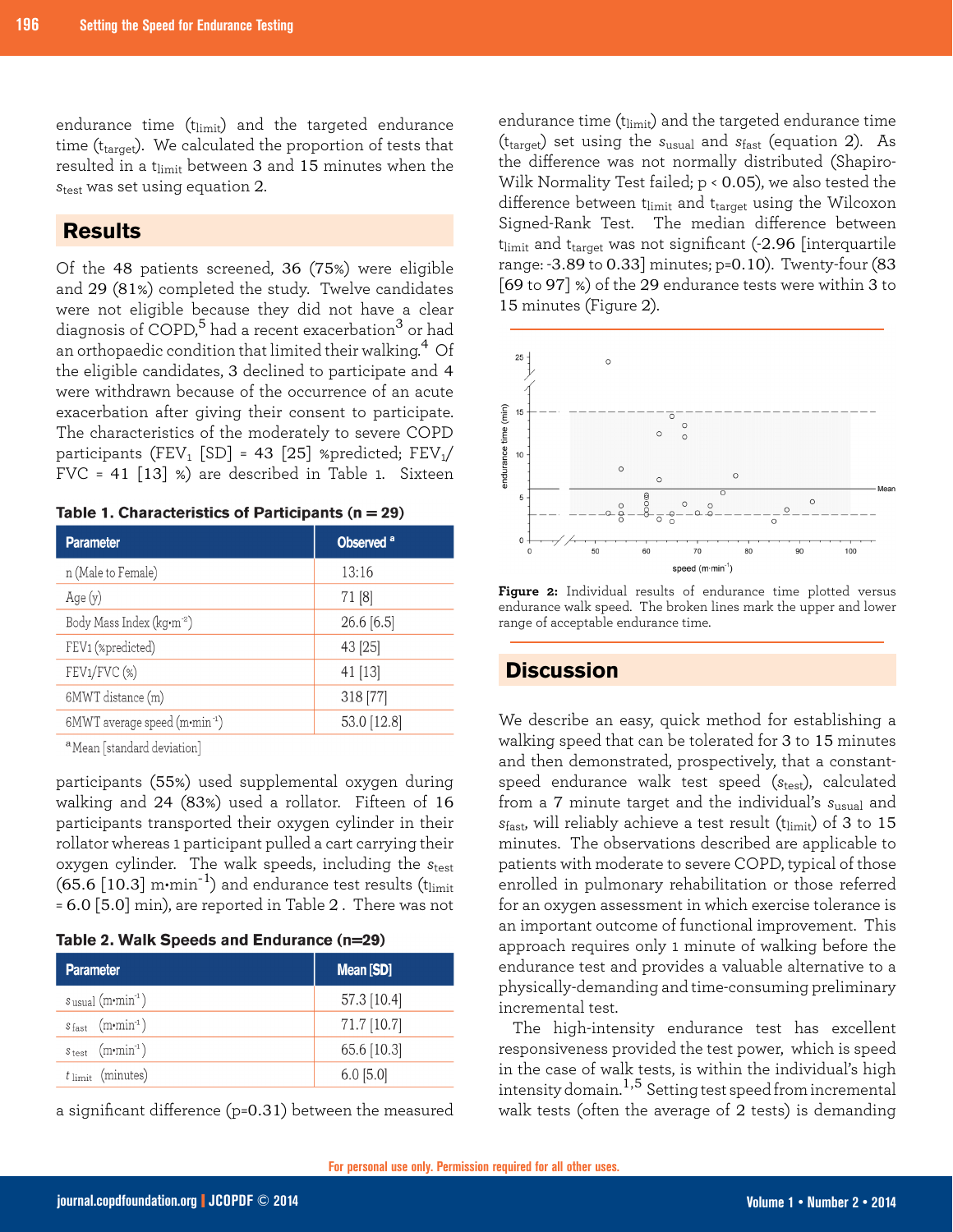endurance time ($t_{limit}$) and the targeted endurance time ($t_{target}$). We calculated the proportion of tests that resulted in a $t_{limit}$ between 3 and 15 minutes when the $s_{test}$ was set using equation 2.

## Results

Of the 48 patients screened, 36 (75%) were eligible and 29 (81%) completed the study. Twelve candidates were not eligible because they did not have a clear diagnosis of COPD,[5] had a recent exacerbation[3] or had an orthopaedic condition that limited their walking.[4] Of the eligible candidates, 3 declined to participate and 4 were withdrawn because of the occurrence of an acute exacerbation after giving their consent to participate. The characteristics of the moderately to severe COPD participants ($FEV_1$ [SD] = 43 [25] %predicted; $FEV_1$/FVC = 41 [13] %) are described in Table 1. Sixteen participants (55%) used supplemental oxygen during walking and 24 (83%) used a rollator. Fifteen of 16 participants transported their oxygen cylinder in their rollator whereas 1 participant pulled a cart carrying their oxygen cylinder. The walk speeds, including the $s_{test}$ (65.6 [10.3] $m \cdot min^{-1}$) and endurance test results ($t_{limit}$ = 6.0 [5.0] min), are reported in Table 2 . There was not a significant difference (p=0.31) between the measured endurance time ($t_{limit}$) and the targeted endurance time ($t_{target}$) set using the $s_{usual}$ and $s_{fast}$ (equation 2). As the difference was not normally distributed (Shapiro-Wilk Normality Test failed; $p < 0.05$), we also tested the difference between $t_{limit}$ and $t_{target}$ using the Wilcoxon Signed-Rank Test. The median difference between $t_{limit}$ and $t_{target}$ was not significant (-2.96 [interquartile range: -3.89 to 0.33] minutes; p=0.10). Twenty-four (83 [69 to 97] %) of the 29 endurance tests were within 3 to 15 minutes (Figure 2).

**Table 1. Characteristics of Participants (n = 29)**

| Parameter | Observed [a] |
|---|---|
| n (Male to Female) | 13:16 |
| Age (y) | 71 [8] |
| Body Mass Index ($kg \cdot m^{-2}$) | 26.6 [6.5] |
| FEV1 (%predicted) | 43 [25] |
| FEV1/FVC (%) | 41 [13] |
| 6MWT distance (m) | 318 [77] |
| 6MWT average speed ($m \cdot min^{-1}$) | 53.0 [12.8] |

[a] Mean [standard deviation]

**Table 2. Walk Speeds and Endurance (n=29)**

| Parameter | Mean [SD] |
|---|---|
| $s_{usual}$ ($m \cdot min^{-1}$) | 57.3 [10.4] |
| $s_{fast}$ ($m \cdot min^{-1}$) | 71.7 [10.7] |
| $s_{test}$ ($m \cdot min^{-1}$) | 65.6 [10.3] |
| $t_{limit}$ (minutes) | 6.0 [5.0] |

**Figure 2:** Individual results of endurance time plotted versus endurance walk speed. The broken lines mark the upper and lower range of acceptable endurance time.

## Discussion

We describe an easy, quick method for establishing a walking speed that can be tolerated for 3 to 15 minutes and then demonstrated, prospectively, that a constant-speed endurance walk test speed ($s_{test}$), calculated from a 7 minute target and the individual's $s_{usual}$ and $s_{fast}$, will reliably achieve a test result ($t_{limit}$) of 3 to 15 minutes. The observations described are applicable to patients with moderate to severe COPD, typical of those enrolled in pulmonary rehabilitation or those referred for an oxygen assessment in which exercise tolerance is an important outcome of functional improvement. This approach requires only 1 minute of walking before the endurance test and provides a valuable alternative to a physically-demanding and time-consuming preliminary incremental test.

The high-intensity endurance test has excellent responsiveness provided the test power, which is speed in the case of walk tests, is within the individual's high intensity domain.[1,5] Setting test speed from incremental walk tests (often the average of 2 tests) is demanding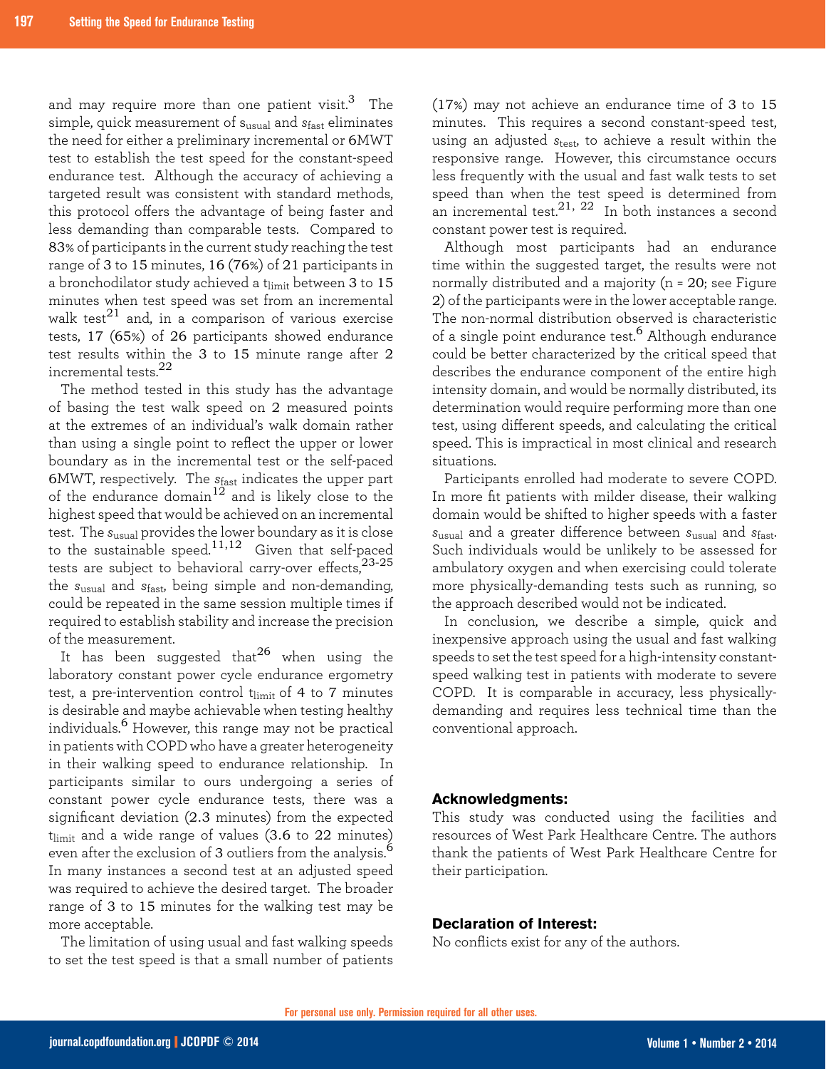and may require more than one patient visit.[3] The simple, quick measurement of $s_{usual}$ and $s_{fast}$ eliminates the need for either a preliminary incremental or 6MWT test to establish the test speed for the constant-speed endurance test. Although the accuracy of achieving a targeted result was consistent with standard methods, this protocol offers the advantage of being faster and less demanding than comparable tests. Compared to 83% of participants in the current study reaching the test range of 3 to 15 minutes, 16 (76%) of 21 participants in a bronchodilator study achieved a $t_{limit}$ between 3 to 15 minutes when test speed was set from an incremental walk test[21] and, in a comparison of various exercise tests, 17 (65%) of 26 participants showed endurance test results within the 3 to 15 minute range after 2 incremental tests.[22]

The method tested in this study has the advantage of basing the test walk speed on 2 measured points at the extremes of an individual's walk domain rather than using a single point to reflect the upper or lower boundary as in the incremental test or the self-paced 6MWT, respectively. The $s_{fast}$ indicates the upper part of the endurance domain[12] and is likely close to the highest speed that would be achieved on an incremental test. The $s_{usual}$ provides the lower boundary as it is close to the sustainable speed.[11,12] Given that self-paced tests are subject to behavioral carry-over effects,[23-25] the $s_{usual}$ and $s_{fast}$, being simple and non-demanding, could be repeated in the same session multiple times if required to establish stability and increase the precision of the measurement.

It has been suggested that[26] when using the laboratory constant power cycle endurance ergometry test, a pre-intervention control $t_{limit}$ of 4 to 7 minutes is desirable and maybe achievable when testing healthy individuals.[6] However, this range may not be practical in patients with COPD who have a greater heterogeneity in their walking speed to endurance relationship. In participants similar to ours undergoing a series of constant power cycle endurance tests, there was a significant deviation (2.3 minutes) from the expected $t_{limit}$ and a wide range of values (3.6 to 22 minutes) even after the exclusion of 3 outliers from the analysis.[6] In many instances a second test at an adjusted speed was required to achieve the desired target. The broader range of 3 to 15 minutes for the walking test may be more acceptable.

The limitation of using usual and fast walking speeds to set the test speed is that a small number of patients (17%) may not achieve an endurance time of 3 to 15 minutes. This requires a second constant-speed test, using an adjusted $s_{test}$, to achieve a result within the responsive range. However, this circumstance occurs less frequently with the usual and fast walk tests to set speed than when the test speed is determined from an incremental test.[21, 22] In both instances a second constant power test is required.

Although most participants had an endurance time within the suggested target, the results were not normally distributed and a majority (n = 20; see Figure 2) of the participants were in the lower acceptable range. The non-normal distribution observed is characteristic of a single point endurance test.[6] Although endurance could be better characterized by the critical speed that describes the endurance component of the entire high intensity domain, and would be normally distributed, its determination would require performing more than one test, using different speeds, and calculating the critical speed. This is impractical in most clinical and research situations.

Participants enrolled had moderate to severe COPD. In more fit patients with milder disease, their walking domain would be shifted to higher speeds with a faster $s_{usual}$ and a greater difference between $s_{usual}$ and $s_{fast}$. Such individuals would be unlikely to be assessed for ambulatory oxygen and when exercising could tolerate more physically-demanding tests such as running, so the approach described would not be indicated.

In conclusion, we describe a simple, quick and inexpensive approach using the usual and fast walking speeds to set the test speed for a high-intensity constant-speed walking test in patients with moderate to severe COPD. It is comparable in accuracy, less physically-demanding and requires less technical time than the conventional approach.

### Acknowledgments:

This study was conducted using the facilities and resources of West Park Healthcare Centre. The authors thank the patients of West Park Healthcare Centre for their participation.

### Declaration of Interest:

No conflicts exist for any of the authors.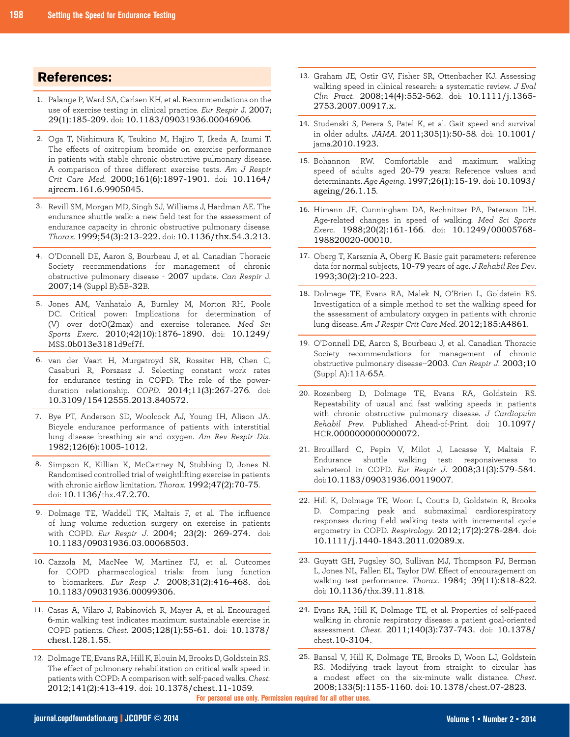## References:

1. Palange P, Ward SA, Carlsen KH, et al. Recommendations on the use of exercise testing in clinical practice. *Eur Respir J*. 2007; 29(1):185-209. doi: 10.1183/09031936.00046906.
2. Oga T, Nishimura K, Tsukino M, Hajiro T, Ikeda A, Izumi T. The effects of oxitropium bromide on exercise performance in patients with stable chronic obstructive pulmonary disease. A comparison of three different exercise tests. *Am J Respir Crit Care Med*. 2000;161(6):1897-1901. doi: 10.1164/ajrccm.161.6.9905045.
3. Revill SM, Morgan MD, Singh SJ, Williams J, Hardman AE. The endurance shuttle walk: a new field test for the assessment of endurance capacity in chronic obstructive pulmonary disease. *Thorax*. 1999;54(3):213-222. doi: 10.1136/thx.54.3.213.
4. O'Donnell DE, Aaron S, Bourbeau J, et al. Canadian Thoracic Society recommendations for management of chronic obstructive pulmonary disease - 2007 update. *Can Respir J*. 2007;14 (Suppl B):5B-32B.
5. Jones AM, Vanhatalo A, Burnley M, Morton RH, Poole DC. Critical power: Implications for determination of (V) over dotO(2max) and exercise tolerance. *Med Sci Sports Exerc*. 2010;42(10):1876-1890. doi: 10.1249/MSS.0b013e3181d9cf7f.
6. van der Vaart H, Murgatroyd SR, Rossiter HB, Chen C, Casaburi R, Porszasz J. Selecting constant work rates for endurance testing in COPD: The role of the power-duration relationship. *COPD*. 2014;11(3):267-276. doi: 10.3109/15412555.2013.840572.
7. Bye PT, Anderson SD, Woolcock AJ, Young IH, Alison JA. Bicycle endurance performance of patients with interstitial lung disease breathing air and oxygen. *Am Rev Respir Dis*. 1982;126(6):1005-1012.
8. Simpson K, Killian K, McCartney N, Stubbing D, Jones N. Randomised controlled trial of weightlifting exercise in patients with chronic airflow limitation. *Thorax*. 1992;47(2):70-75. doi: 10.1136/thx.47.2.70.
9. Dolmage TE, Waddell TK, Maltais F, et al. The influence of lung volume reduction surgery on exercise in patients with COPD. *Eur Respir J*. 2004; 23(2): 269-274. doi: 10.1183/09031936.03.00068503.
10. Cazzola M, MacNee W, Martinez FJ, et al. Outcomes for COPD pharmacological trials: from lung function to biomarkers. *Eur Resp J*. 2008;31(2):416-468. doi: 10.1183/09031936.00099306.
11. Casas A, Vilaro J, Rabinovich R, Mayer A, et al. Encouraged 6-min walking test indicates maximum sustainable exercise in COPD patients. *Chest*. 2005;128(1):55-61. doi: 10.1378/chest.128.1.55.
12. Dolmage TE, Evans RA, Hill K, Blouin M, Brooks D, Goldstein RS. The effect of pulmonary rehabilitation on critical walk speed in patients with COPD: A comparison with self-paced walks. *Chest*. 2012;141(2):413-419. doi: 10.1378/chest.11-1059.
13. Graham JE, Ostir GV, Fisher SR, Ottenbacher KJ. Assessing walking speed in clinical research: a systematic review. *J Eval Clin Pract*. 2008;14(4):552-562. doi: 10.1111/j.1365-2753.2007.00917.x.
14. Studenski S, Perera S, Patel K, et al. Gait speed and survival in older adults. *JAMA*. 2011;305(1):50-58. doi: 10.1001/jama.2010.1923.
15. Bohannon RW. Comfortable and maximum walking speed of adults aged 20-79 years: Reference values and determinants. *Age Ageing*. 1997;26(1):15-19. doi: 10.1093/ageing/26.1.15.
16. Himann JE, Cunningham DA, Rechnitzer PA, Paterson DH. Age-related changes in speed of walking. *Med Sci Sports Exerc*. 1988;20(2):161-166. doi: 10.1249/00005768-198820020-00010.
17. Oberg T, Karsznia A, Oberg K. Basic gait parameters: reference data for normal subjects, 10-79 years of age. *J Rehabil Res Dev*. 1993;30(2):210-223.
18. Dolmage TE, Evans RA, Malek N, O'Brien L, Goldstein RS. Investigation of a simple method to set the walking speed for the assessment of ambulatory oxygen in patients with chronic lung disease. *Am J Respir Crit Care Med*. 2012;185:A4861.
19. O'Donnell DE, Aaron S, Bourbeau J, et al. Canadian Thoracic Society recommendations for management of chronic obstructive pulmonary disease--2003. *Can Respir J*. 2003;10 (Suppl A):11A-65A.
20. Rozenberg D, Dolmage TE, Evans RA, Goldstein RS. Repeatability of usual and fast walking speeds in patients with chronic obstructive pulmonary disease. *J Cardiopulm Rehabil Prev*. Published Ahead-of-Print. doi: 10.1097/HCR.0000000000000072.
21. Brouillard C, Pepin V, Milot J, Lacasse Y, Maltais F. Endurance shuttle walking test: responsiveness to salmeterol in COPD. *Eur Respir J*. 2008;31(3):579-584. doi:10.1183/09031936.00119007.
22. Hill K, Dolmage TE, Woon L, Coutts D, Goldstein R, Brooks D. Comparing peak and submaximal cardiorespiratory responses during field walking tests with incremental cycle ergometry in COPD. *Respirology*. 2012;17(2):278-284. doi: 10.1111/j.1440-1843.2011.02089.x.
23. Guyatt GH, Pugsley SO, Sullivan MJ, Thompson PJ, Berman L, Jones NL, Fallen EL, Taylor DW. Effect of encouragement on walking test performance. *Thorax*. 1984; 39(11):818-822. doi: 10.1136/thx.39.11.818.
24. Evans RA, Hill K, Dolmage TE, et al. Properties of self-paced walking in chronic respiratory disease: a patient goal-oriented assessment. *Chest*. 2011;140(3):737-743. doi: 10.1378/chest.10-3104.
25. Bansal V, Hill K, Dolmage TE, Brooks D, Woon LJ, Goldstein RS. Modifying track layout from straight to circular has a modest effect on the six-minute walk distance. *Chest*. 2008;133(5):1155-1160. doi: 10.1378/chest.07-2823.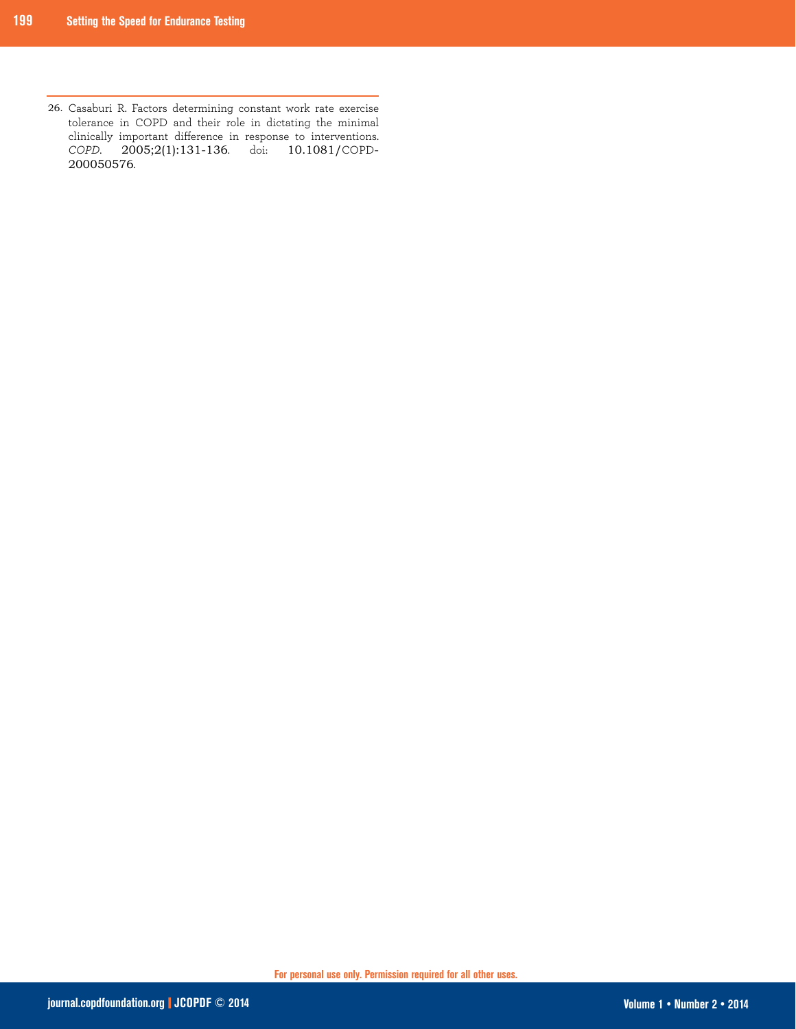26. Casaburi R. Factors determining constant work rate exercise tolerance in COPD and their role in dictating the minimal clinically important difference in response to interventions. *COPD*. 2005;2(1):131-136. doi: 10.1081/COPD-200050576.

For personal use only. Permission required for all other uses.